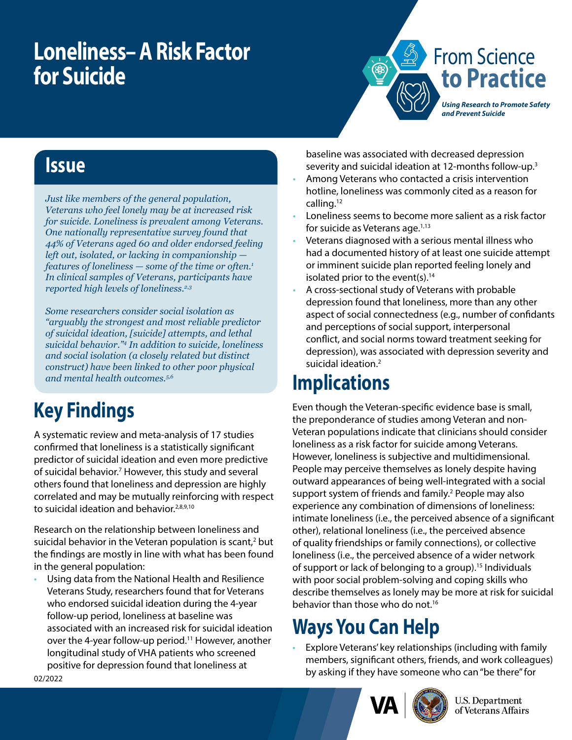# Loneliness– A Risk Factor for Suicide

From Science to Practice

*Using Research to Promote Safety and Prevent Suicide*

## Issue

*Just like members of the general population, Veterans who feel lonely may be at increased risk for suicide. Loneliness is prevalent among Veterans. One nationally representative survey found that 44% of Veterans aged 60 and older endorsed feeling left out, isolated, or lacking in companionship — features of loneliness — some of the time or often.[1] In clinical samples of Veterans, participants have reported high levels of loneliness.[2,3]*

*Some researchers consider social isolation as "arguably the strongest and most reliable predictor of suicidal ideation, [suicide] attempts, and lethal suicidal behavior."[4] In addition to suicide, loneliness and social isolation (a closely related but distinct construct) have been linked to other poor physical and mental health outcomes.[5,6]*

## Key Findings

A systematic review and meta-analysis of 17 studies confirmed that loneliness is a statistically significant predictor of suicidal ideation and even more predictive of suicidal behavior.[7] However, this study and several others found that loneliness and depression are highly correlated and may be mutually reinforcing with respect to suicidal ideation and behavior.[2,8,9,10]

Research on the relationship between loneliness and suicidal behavior in the Veteran population is scant,[2] but the findings are mostly in line with what has been found in the general population:

- Using data from the National Health and Resilience Veterans Study, researchers found that for Veterans who endorsed suicidal ideation during the 4-year follow-up period, loneliness at baseline was associated with an increased risk for suicidal ideation over the 4-year follow-up period.[11] However, another longitudinal study of VHA patients who screened positive for depression found that loneliness at baseline was associated with decreased depression severity and suicidal ideation at 12-months follow-up.[3]
- Among Veterans who contacted a crisis intervention hotline, loneliness was commonly cited as a reason for calling.[12]
- Loneliness seems to become more salient as a risk factor for suicide as Veterans age.[1,13]
- Veterans diagnosed with a serious mental illness who had a documented history of at least one suicide attempt or imminent suicide plan reported feeling lonely and isolated prior to the event(s).[14]
- A cross-sectional study of Veterans with probable depression found that loneliness, more than any other aspect of social connectedness (e.g., number of confidants and perceptions of social support, interpersonal conflict, and social norms toward treatment seeking for depression), was associated with depression severity and suicidal ideation.[2]

## Implications

Even though the Veteran-specific evidence base is small, the preponderance of studies among Veteran and non-Veteran populations indicate that clinicians should consider loneliness as a risk factor for suicide among Veterans. However, loneliness is subjective and multidimensional. People may perceive themselves as lonely despite having outward appearances of being well-integrated with a social support system of friends and family.[2] People may also experience any combination of dimensions of loneliness: intimate loneliness (i.e., the perceived absence of a significant other), relational loneliness (i.e., the perceived absence of quality friendships or family connections), or collective loneliness (i.e., the perceived absence of a wider network of support or lack of belonging to a group).[15] Individuals with poor social problem-solving and coping skills who describe themselves as lonely may be more at risk for suicidal behavior than those who do not.[16]

## Ways You Can Help

- Explore Veterans' key relationships (including with family members, significant others, friends, and work colleagues) by asking if they have someone who can "be there" for

02/2022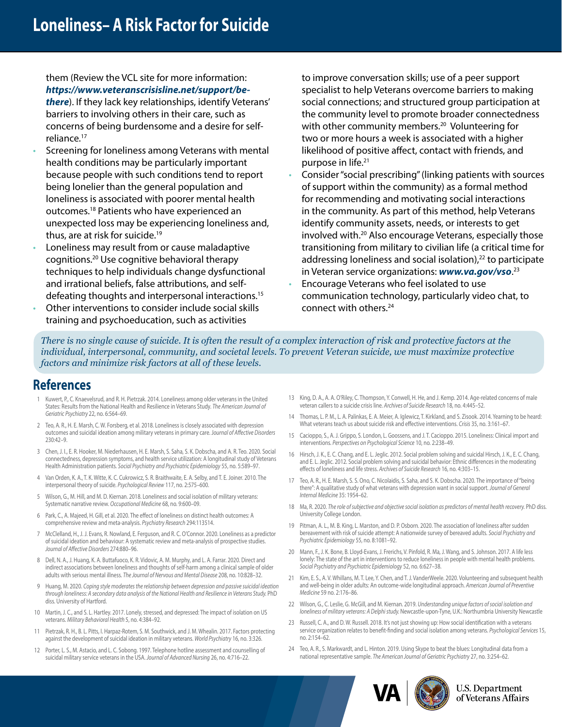them (Review the VCL site for more information: ***https://www.veteranscrisisline.net/support/be-there***). If they lack key relationships, identify Veterans' barriers to involving others in their care, such as concerns of being burdensome and a desire for self-reliance.[17]

- Screening for loneliness among Veterans with mental health conditions may be particularly important because people with such conditions tend to report being lonelier than the general population and loneliness is associated with poorer mental health outcomes.[18] Patients who have experienced an unexpected loss may be experiencing loneliness and, thus, are at risk for suicide.[19]
- Loneliness may result from or cause maladaptive cognitions.[20] Use cognitive behavioral therapy techniques to help individuals change dysfunctional and irrational beliefs, false attributions, and self-defeating thoughts and interpersonal interactions.[15]
- Other interventions to consider include social skills training and psychoeducation, such as activities to improve conversation skills; use of a peer support specialist to help Veterans overcome barriers to making social connections; and structured group participation at the community level to promote broader connectedness with other community members.[20] Volunteering for two or more hours a week is associated with a higher likelihood of positive affect, contact with friends, and purpose in life.[21]
- Consider "social prescribing" (linking patients with sources of support within the community) as a formal method for recommending and motivating social interactions in the community. As part of this method, help Veterans identify community assets, needs, or interests to get involved with.[20] Also encourage Veterans, especially those transitioning from military to civilian life (a critical time for addressing loneliness and social isolation),[22] to participate in Veteran service organizations: ***www.va.gov/vso***.[23]
- Encourage Veterans who feel isolated to use communication technology, particularly video chat, to connect with others.[24]

*There is no single cause of suicide. It is often the result of a complex interaction of risk and protective factors at the individual, interpersonal, community, and societal levels. To prevent Veteran suicide, we must maximize protective factors and minimize risk factors at all of these levels.*

## References

1. Kuwert, P., C. Knaevelsrud, and R. H. Pietrzak. 2014. Loneliness among older veterans in the United States: Results from the National Health and Resilience in Veterans Study. *The American Journal of Geriatric Psychiatry* 22, no. 6:564–69.
2. Teo, A. R., H. E. Marsh, C. W. Forsberg, et al. 2018. Loneliness is closely associated with depression outcomes and suicidal ideation among military veterans in primary care. *Journal of Affective Disorders* 230:42–9.
3. Chen, J. I., E. R. Hooker, M. Niederhausen, H. E. Marsh, S. Saha, S. K. Dobscha, and A. R. Teo. 2020. Social connectedness, depression symptoms, and health service utilization: A longitudinal study of Veterans Health Administration patients. *Social Psychiatry and Psychiatric Epidemiology* 55, no. 5:589–97.
4. Van Orden, K. A., T. K. Witte, K. C. Cukrowicz, S. R. Braithwaite, E. A. Selby, and T. E. Joiner. 2010. The interpersonal theory of suicide. *Psychological Review* 117, no. 2:575–600.
5. Wilson, G., M. Hill, and M. D. Kiernan. 2018. Loneliness and social isolation of military veterans: Systematic narrative review. *Occupational Medicine* 68, no. 9:600–09.
6. Park, C., A. Majeed, H. Gill, et al. 2020. The effect of loneliness on distinct health outcomes: A comprehensive review and meta-analysis. *Psychiatry Research* 294:113514.
7. McClelland, H., J. J. Evans, R. Nowland, E. Ferguson, and R. C. O'Connor. 2020. Loneliness as a predictor of suicidal ideation and behaviour: A systematic review and meta-analysis of prospective studies. *Journal of Affective Disorders* 274:880–96.
8. Dell, N. A., J. Huang, K. A. Buttafuoco, K. R. Vidovic, A. M. Murphy, and L. A. Farrar. 2020. Direct and indirect associations between loneliness and thoughts of self-harm among a clinical sample of older adults with serious mental illness. *The Journal of Nervous and Mental Disease* 208, no. 10:828–32.
9. Huang, M. 2020. *Coping style moderates the relationship between depression and passive suicidal ideation through loneliness: A secondary data analysis of the National Health and Resilience in Veterans Study.* PhD diss. University of Hartford.
10. Martin, J. C., and S. L. Hartley. 2017. Lonely, stressed, and depressed: The impact of isolation on US veterans. *Military Behavioral Health* 5, no. 4:384–92.
11. Pietrzak, R. H., B. L. Pitts, I. Harpaz-Rotem, S. M. Southwick, and J. M. Whealin. 2017. Factors protecting against the development of suicidal ideation in military veterans. *World Psychiatry* 16, no. 3:326.
12. Porter, L. S., M. Astacio, and L. C. Sobong. 1997. Telephone hotline assessment and counselling of suicidal military service veterans in the USA. *Journal of Advanced Nursing* 26, no. 4:716–22.
13. King, D. A., A. A. O'Riley, C. Thompson, Y. Conwell, H. He, and J. Kemp. 2014. Age-related concerns of male veteran callers to a suicide crisis line. *Archives of Suicide Research* 18, no. 4:445–52.
14. Thomas, L. P. M., L. A. Palinkas, E. A. Meier, A. Iglewicz, T. Kirkland, and S. Zisook. 2014. Yearning to be heard: What veterans teach us about suicide risk and effective interventions. *Crisis* 35, no. 3:161–67.
15. Cacioppo, S., A. J. Grippo, S. London, L. Goossens, and J. T. Cacioppo. 2015. Loneliness: Clinical import and interventions. *Perspectives on Psychological Science* 10, no. 2:238–49.
16. Hirsch, J. K., E. C. Chang, and E. L. Jeglic. 2012. Social problem solving and suicidal Hirsch, J. K., E. C. Chang, and E. L. Jeglic. 2012. Social problem solving and suicidal behavior: Ethnic differences in the moderating effects of loneliness and life stress. *Archives of Suicide Research* 16, no. 4:303–15.
17. Teo, A. R., H. E. Marsh, S. S. Ono, C. Nicolaidis, S. Saha, and S. K. Dobscha. 2020. The importance of "being there": A qualitative study of what veterans with depression want in social support. *Journal of General Internal Medicine* 35: 1954–62.
18. Ma, R. 2020. *The role of subjective and objective social isolation as predictors of mental health recovery.* PhD diss. University College London.
19. Pitman, A. L., M. B. King, L. Marston, and D. P. Osborn. 2020. The association of loneliness after sudden bereavement with risk of suicide attempt: A nationwide survey of bereaved adults. *Social Psychiatry and Psychiatric Epidemiology* 55, no. 8:1081–92.
20. Mann, F., J. K. Bone, B. Lloyd-Evans, J. Frerichs, V. Pinfold, R. Ma, J. Wang, and S. Johnson. 2017. A life less lonely: The state of the art in interventions to reduce loneliness in people with mental health problems. *Social Psychiatry and Psychiatric Epidemiology* 52, no. 6:627–38.
21. Kim, E. S., A. V. Whillans, M. T. Lee, Y. Chen, and T. J. VanderWeele. 2020. Volunteering and subsequent health and well-being in older adults: An outcome-wide longitudinal approach. *American Journal of Preventive Medicine* 59 no. 2:176–86.
22. Wilson, G., C. Leslie, G. McGill, and M. Kiernan. 2019. *Understanding unique factors of social isolation and loneliness of military veterans: A Delphi study.* Newcastle-upon-Tyne, U.K.: Northumbria University Newcastle
23. Russell, C. A., and D. W. Russell. 2018. It's not just showing up: How social identification with a veterans service organization relates to benefit-finding and social isolation among veterans. *Psychological Services* 15, no. 2:154–62.
24. Teo, A. R., S. Markwardt, and L. Hinton. 2019. Using Skype to beat the blues: Longitudinal data from a national representative sample. *The American Journal of Geriatric Psychiatry* 27, no. 3:254–62.

VA | U.S. Department of Veterans Affairs